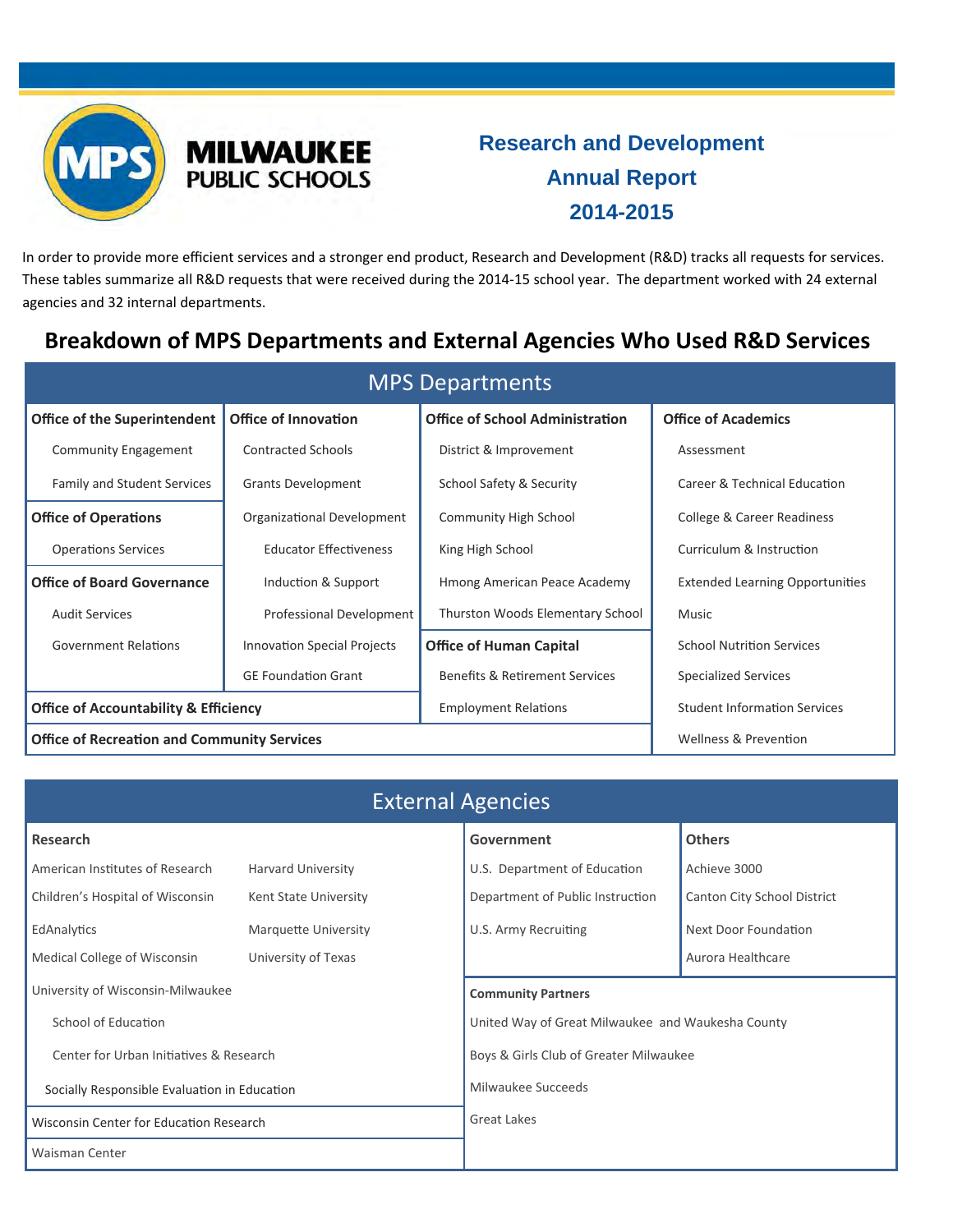# MILWAUKEE PUBLIC SCHOOLS

## Research and Development Annual Report 2014-2015

In order to provide more efficient services and a stronger end product, Research and Development (R&D) tracks all requests for services. These tables summarize all R&D requests that were received during the 2014-15 school year. The department worked with 24 external agencies and 32 internal departments.

## Breakdown of MPS Departments and External Agencies Who Used R&D Services

### MPS Departments

| Office of the Superintendent | Office of Innovation | Office of School Administration | Office of Academics |
|---|---|---|---|
| Community Engagement | Contracted Schools | District & Improvement | Assessment |
| Family and Student Services | Grants Development | School Safety & Security | Career & Technical Education |
| **Office of Operations** | Organizational Development | Community High School | College & Career Readiness |
| Operations Services | Educator Effectiveness | King High School | Curriculum & Instruction |
| **Office of Board Governance** | Induction & Support | Hmong American Peace Academy | Extended Learning Opportunities |
| Audit Services | Professional Development | Thurston Woods Elementary School | Music |
| Government Relations | Innovation Special Projects | **Office of Human Capital** | School Nutrition Services |
| | GE Foundation Grant | Benefits & Retirement Services | Specialized Services |
| **Office of Accountability & Efficiency** | | Employment Relations | Student Information Services |
| **Office of Recreation and Community Services** | | | Wellness & Prevention |

### External Agencies

| Research | | Government | Others |
|---|---|---|---|
| American Institutes of Research | Harvard University | U.S. Department of Education | Achieve 3000 |
| Children's Hospital of Wisconsin | Kent State University | Department of Public Instruction | Canton City School District |
| EdAnalytics | Marquette University | U.S. Army Recruiting | Next Door Foundation |
| Medical College of Wisconsin | University of Texas | | Aurora Healthcare |
| University of Wisconsin-Milwaukee | | **Community Partners** | |
| School of Education | | United Way of Great Milwaukee and Waukesha County | |
| Center for Urban Initiatives & Research | | Boys & Girls Club of Greater Milwaukee | |
| Socially Responsible Evaluation in Education | | Milwaukee Succeeds | |
| Wisconsin Center for Education Research | | Great Lakes | |
| Waisman Center | | | |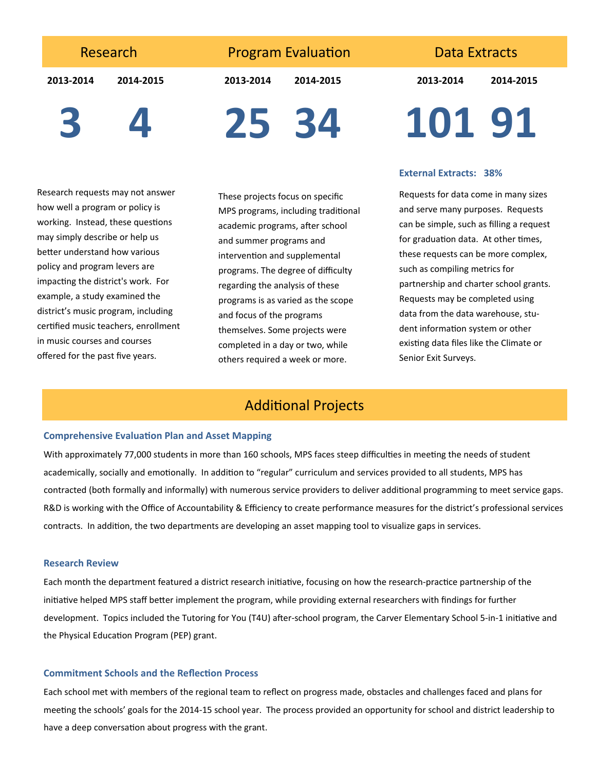## Research

**2013-2014** **2014-2015**

**3** **4**

Research requests may not answer how well a program or policy is working. Instead, these questions may simply describe or help us better understand how various policy and program levers are impacting the district's work. For example, a study examined the district's music program, including certified music teachers, enrollment in music courses and courses offered for the past five years.

## Program Evaluation

**2013-2014** **2014-2015**

**25** **34**

These projects focus on specific MPS programs, including traditional academic programs, after school and summer programs and intervention and supplemental programs. The degree of difficulty regarding the analysis of these programs is as varied as the scope and focus of the programs themselves. Some projects were completed in a day or two, while others required a week or more.

## Data Extracts

**2013-2014** **2014-2015**

**101** **91**

**External Extracts: 38%**

Requests for data come in many sizes and serve many purposes. Requests can be simple, such as filling a request for graduation data. At other times, these requests can be more complex, such as compiling metrics for partnership and charter school grants. Requests may be completed using data from the data warehouse, student information system or other existing data files like the Climate or Senior Exit Surveys.

## Additional Projects

### Comprehensive Evaluation Plan and Asset Mapping

With approximately 77,000 students in more than 160 schools, MPS faces steep difficulties in meeting the needs of student academically, socially and emotionally. In addition to "regular" curriculum and services provided to all students, MPS has contracted (both formally and informally) with numerous service providers to deliver additional programming to meet service gaps. R&D is working with the Office of Accountability & Efficiency to create performance measures for the district's professional services contracts. In addition, the two departments are developing an asset mapping tool to visualize gaps in services.

### Research Review

Each month the department featured a district research initiative, focusing on how the research-practice partnership of the initiative helped MPS staff better implement the program, while providing external researchers with findings for further development. Topics included the Tutoring for You (T4U) after-school program, the Carver Elementary School 5-in-1 initiative and the Physical Education Program (PEP) grant.

### Commitment Schools and the Reflection Process

Each school met with members of the regional team to reflect on progress made, obstacles and challenges faced and plans for meeting the schools' goals for the 2014-15 school year. The process provided an opportunity for school and district leadership to have a deep conversation about progress with the grant.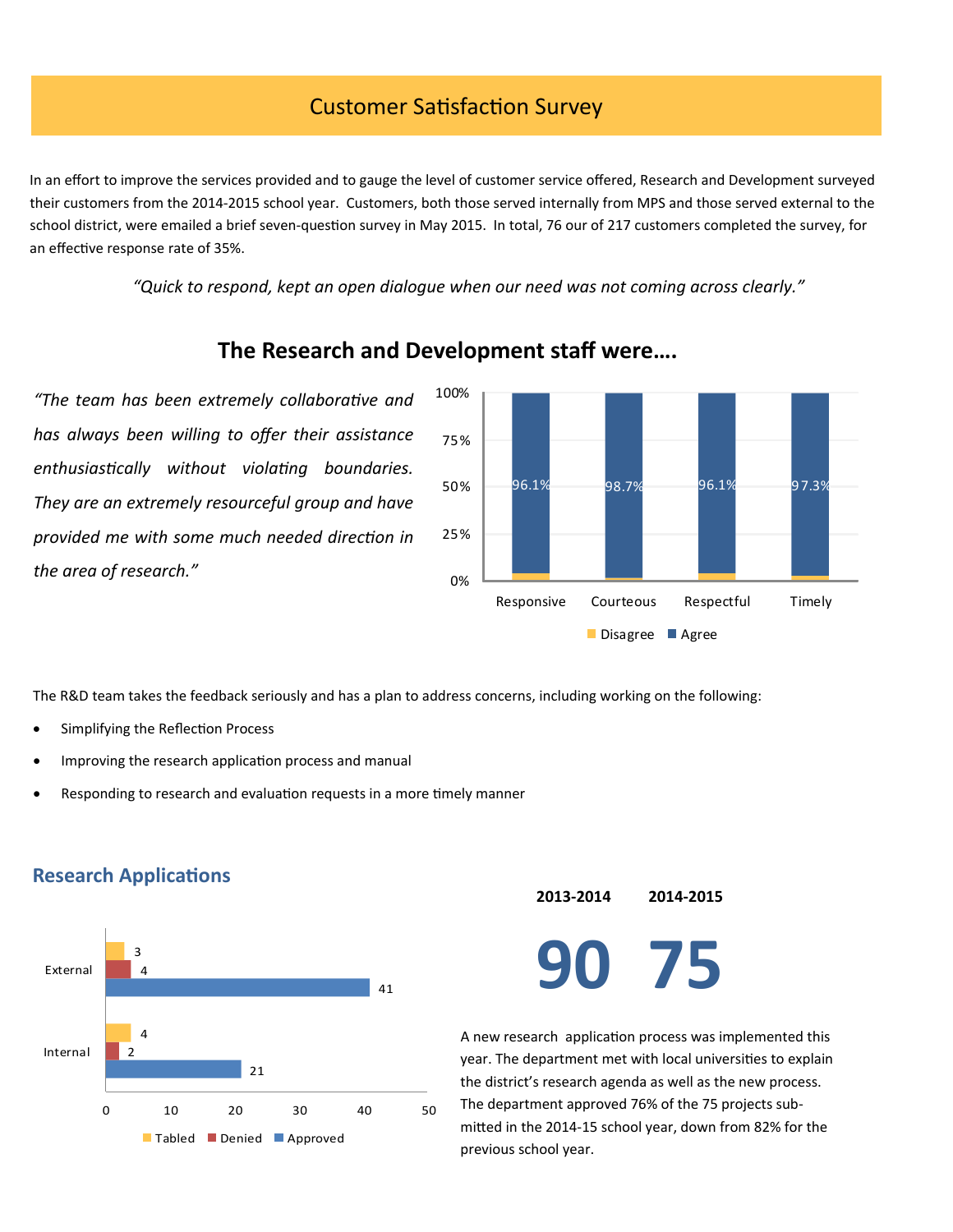# Customer Satisfaction Survey

In an effort to improve the services provided and to gauge the level of customer service offered, Research and Development surveyed their customers from the 2014-2015 school year. Customers, both those served internally from MPS and those served external to the school district, were emailed a brief seven-question survey in May 2015. In total, 76 our of 217 customers completed the survey, for an effective response rate of 35%.

*"Quick to respond, kept an open dialogue when our need was not coming across clearly."*

## The Research and Development staff were….

*"The team has been extremely collaborative and has always been willing to offer their assistance enthusiastically without violating boundaries. They are an extremely resourceful group and have provided me with some much needed direction in the area of research."*

100%
75%
50%
25%
0%
96.1%
98.7%
96.1%
97.3%
Responsive
Courteous
Respectful
Timely
Disagree
Agree

The R&D team takes the feedback seriously and has a plan to address concerns, including working on the following:

- Simplifying the Reflection Process
- Improving the research application process and manual
- Responding to research and evaluation requests in a more timely manner

## Research Applications

External
3
4
41
Internal
4
2
21
0
10
20
30
40
50
Tabled
Denied
Approved

**2013-2014** **2014-2015**

**90** **75**

A new research application process was implemented this year. The department met with local universities to explain the district's research agenda as well as the new process. The department approved 76% of the 75 projects submitted in the 2014-15 school year, down from 82% for the previous school year.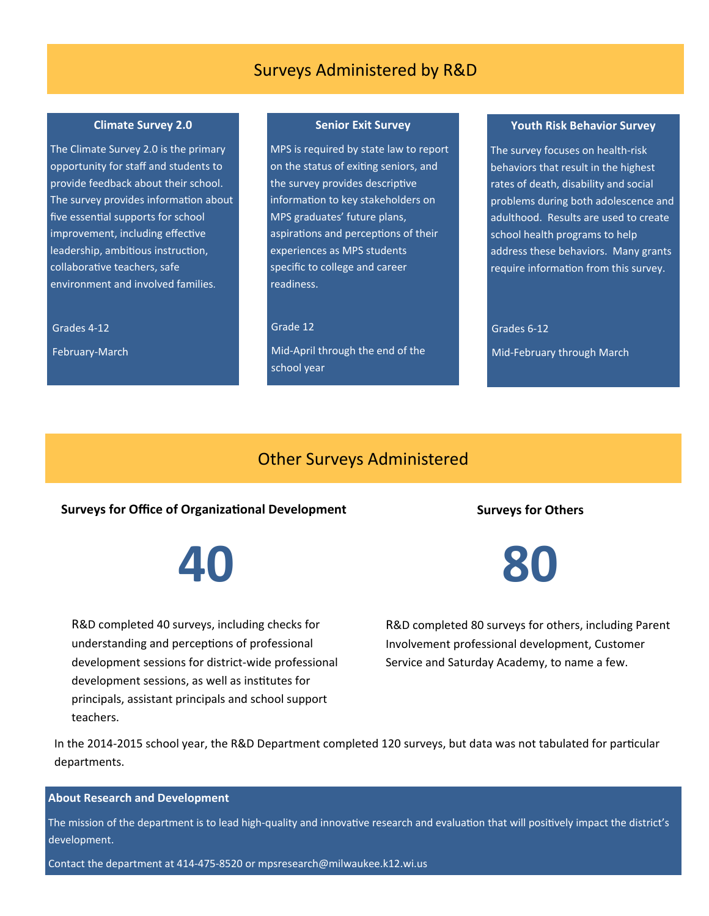## Surveys Administered by R&D

### Climate Survey 2.0

The Climate Survey 2.0 is the primary opportunity for staff and students to provide feedback about their school. The survey provides information about five essential supports for school improvement, including effective leadership, ambitious instruction, collaborative teachers, safe environment and involved families.

Grades 4-12

February-March

### Senior Exit Survey

MPS is required by state law to report on the status of exiting seniors, and the survey provides descriptive information to key stakeholders on MPS graduates' future plans, aspirations and perceptions of their experiences as MPS students specific to college and career readiness.

Grade 12

Mid-April through the end of the school year

### Youth Risk Behavior Survey

The survey focuses on health-risk behaviors that result in the highest rates of death, disability and social problems during both adolescence and adulthood. Results are used to create school health programs to help address these behaviors. Many grants require information from this survey.

Grades 6-12

Mid-February through March

## Other Surveys Administered

### Surveys for Office of Organizational Development

**40**

R&D completed 40 surveys, including checks for understanding and perceptions of professional development sessions for district-wide professional development sessions, as well as institutes for principals, assistant principals and school support teachers.

### Surveys for Others

**80**

R&D completed 80 surveys for others, including Parent Involvement professional development, Customer Service and Saturday Academy, to name a few.

In the 2014-2015 school year, the R&D Department completed 120 surveys, but data was not tabulated for particular departments.

**About Research and Development**

The mission of the department is to lead high-quality and innovative research and evaluation that will positively impact the district's development.

Contact the department at 414-475-8520 or mpsresearch@milwaukee.k12.wi.us